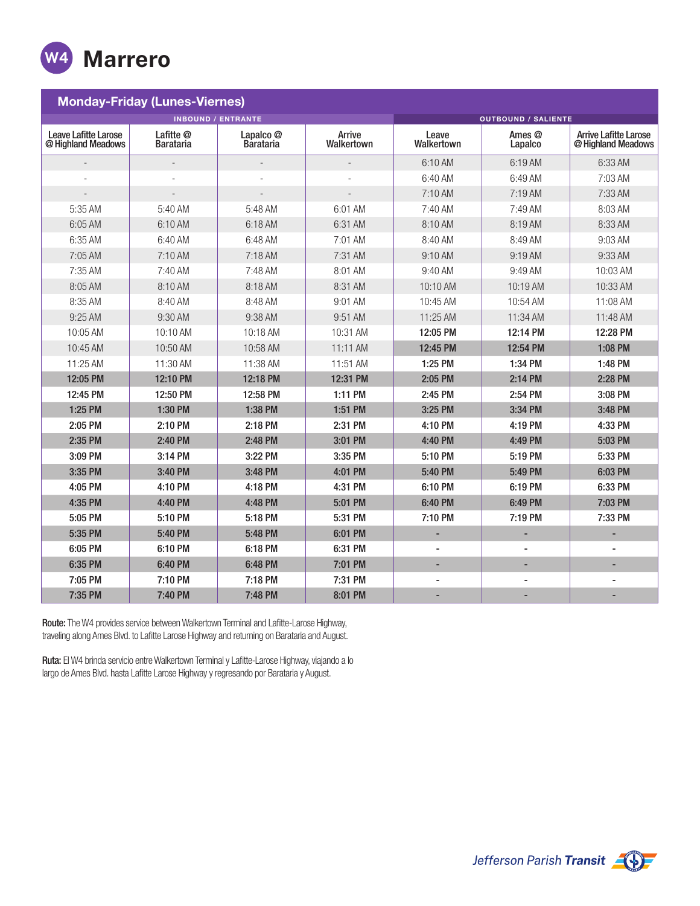# W4 Marrero

## Monday-Friday (Lunes-Viernes)

| INBOUND / ENTRANTE | | | | OUTBOUND / SALIENTE | | |
|---|---|---|---|---|---|---|
| Leave Lafitte Larose @ Highland Meadows | Lafitte @ Barataria | Lapalco @ Barataria | Arrive Walkertown | Leave Walkertown | Ames @ Lapalco | Arrive Lafitte Larose @ Highland Meadows |
| - | - | - | - | 6:10 AM | 6:19 AM | 6:33 AM |
| - | - | - | - | 6:40 AM | 6:49 AM | 7:03 AM |
| - | - | - | - | 7:10 AM | 7:19 AM | 7:33 AM |
| 5:35 AM | 5:40 AM | 5:48 AM | 6:01 AM | 7:40 AM | 7:49 AM | 8:03 AM |
| 6:05 AM | 6:10 AM | 6:18 AM | 6:31 AM | 8:10 AM | 8:19 AM | 8:33 AM |
| 6:35 AM | 6:40 AM | 6:48 AM | 7:01 AM | 8:40 AM | 8:49 AM | 9:03 AM |
| 7:05 AM | 7:10 AM | 7:18 AM | 7:31 AM | 9:10 AM | 9:19 AM | 9:33 AM |
| 7:35 AM | 7:40 AM | 7:48 AM | 8:01 AM | 9:40 AM | 9:49 AM | 10:03 AM |
| 8:05 AM | 8:10 AM | 8:18 AM | 8:31 AM | 10:10 AM | 10:19 AM | 10:33 AM |
| 8:35 AM | 8:40 AM | 8:48 AM | 9:01 AM | 10:45 AM | 10:54 AM | 11:08 AM |
| 9:25 AM | 9:30 AM | 9:38 AM | 9:51 AM | 11:25 AM | 11:34 AM | 11:48 AM |
| 10:05 AM | 10:10 AM | 10:18 AM | 10:31 AM | **12:05 PM** | **12:14 PM** | **12:28 PM** |
| 10:45 AM | 10:50 AM | 10:58 AM | 11:11 AM | **12:45 PM** | **12:54 PM** | **1:08 PM** |
| 11:25 AM | 11:30 AM | 11:38 AM | 11:51 AM | **1:25 PM** | **1:34 PM** | **1:48 PM** |
| **12:05 PM** | **12:10 PM** | **12:18 PM** | **12:31 PM** | **2:05 PM** | **2:14 PM** | **2:28 PM** |
| **12:45 PM** | **12:50 PM** | **12:58 PM** | **1:11 PM** | **2:45 PM** | **2:54 PM** | **3:08 PM** |
| **1:25 PM** | **1:30 PM** | **1:38 PM** | **1:51 PM** | **3:25 PM** | **3:34 PM** | **3:48 PM** |
| **2:05 PM** | **2:10 PM** | **2:18 PM** | **2:31 PM** | **4:10 PM** | **4:19 PM** | **4:33 PM** |
| **2:35 PM** | **2:40 PM** | **2:48 PM** | **3:01 PM** | **4:40 PM** | **4:49 PM** | **5:03 PM** |
| **3:09 PM** | **3:14 PM** | **3:22 PM** | **3:35 PM** | **5:10 PM** | **5:19 PM** | **5:33 PM** |
| **3:35 PM** | **3:40 PM** | **3:48 PM** | **4:01 PM** | **5:40 PM** | **5:49 PM** | **6:03 PM** |
| **4:05 PM** | **4:10 PM** | **4:18 PM** | **4:31 PM** | **6:10 PM** | **6:19 PM** | **6:33 PM** |
| **4:35 PM** | **4:40 PM** | **4:48 PM** | **5:01 PM** | **6:40 PM** | **6:49 PM** | **7:03 PM** |
| **5:05 PM** | **5:10 PM** | **5:18 PM** | **5:31 PM** | **7:10 PM** | **7:19 PM** | **7:33 PM** |
| **5:35 PM** | **5:40 PM** | **5:48 PM** | **6:01 PM** | - | - | - |
| **6:05 PM** | **6:10 PM** | **6:18 PM** | **6:31 PM** | - | - | - |
| **6:35 PM** | **6:40 PM** | **6:48 PM** | **7:01 PM** | - | - | - |
| **7:05 PM** | **7:10 PM** | **7:18 PM** | **7:31 PM** | - | - | - |
| **7:35 PM** | **7:40 PM** | **7:48 PM** | **8:01 PM** | - | - | - |

**Route:** The W4 provides service between Walkertown Terminal and Lafitte-Larose Highway, traveling along Ames Blvd. to Lafitte Larose Highway and returning on Barataria and August.

**Ruta:** El W4 brinda servicio entre Walkertown Terminal y Lafitte-Larose Highway, viajando a lo largo de Ames Blvd. hasta Lafitte Larose Highway y regresando por Barataria y August.

Jefferson Parish **Transit**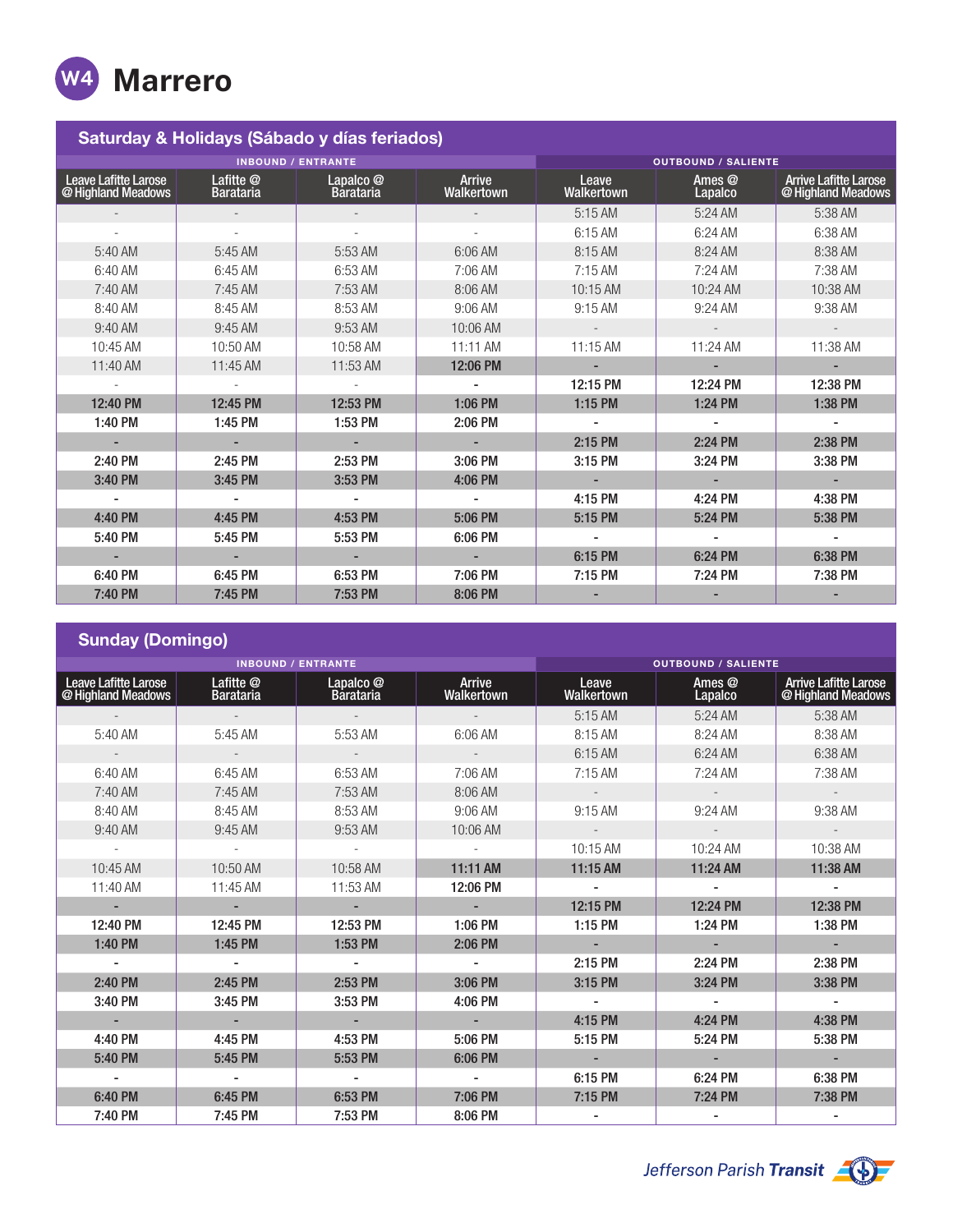# W4 Marrero

## Saturday & Holidays (Sábado y días feriados)

| INBOUND / ENTRANTE | | | | OUTBOUND / SALIENTE | | |
|---|---|---|---|---|---|---|
| Leave Lafitte Larose @ Highland Meadows | Lafitte @ Barataria | Lapalco @ Barataria | Arrive Walkertown | Leave Walkertown | Ames @ Lapalco | Arrive Lafitte Larose @ Highland Meadows |
| - | - | - | - | 5:15 AM | 5:24 AM | 5:38 AM |
| - | - | - | - | 6:15 AM | 6:24 AM | 6:38 AM |
| 5:40 AM | 5:45 AM | 5:53 AM | 6:06 AM | 8:15 AM | 8:24 AM | 8:38 AM |
| 6:40 AM | 6:45 AM | 6:53 AM | 7:06 AM | 7:15 AM | 7:24 AM | 7:38 AM |
| 7:40 AM | 7:45 AM | 7:53 AM | 8:06 AM | 10:15 AM | 10:24 AM | 10:38 AM |
| 8:40 AM | 8:45 AM | 8:53 AM | 9:06 AM | 9:15 AM | 9:24 AM | 9:38 AM |
| 9:40 AM | 9:45 AM | 9:53 AM | 10:06 AM | - | - | - |
| 10:45 AM | 10:50 AM | 10:58 AM | 11:11 AM | 11:15 AM | 11:24 AM | 11:38 AM |
| 11:40 AM | 11:45 AM | 11:53 AM | **12:06 PM** | **-** | **-** | **-** |
| - | - | - | **-** | **12:15 PM** | **12:24 PM** | **12:38 PM** |
| **12:40 PM** | **12:45 PM** | **12:53 PM** | **1:06 PM** | **1:15 PM** | **1:24 PM** | **1:38 PM** |
| **1:40 PM** | **1:45 PM** | **1:53 PM** | **2:06 PM** | **-** | **-** | **-** |
| **-** | **-** | **-** | **-** | **2:15 PM** | **2:24 PM** | **2:38 PM** |
| **2:40 PM** | **2:45 PM** | **2:53 PM** | **3:06 PM** | **3:15 PM** | **3:24 PM** | **3:38 PM** |
| **3:40 PM** | **3:45 PM** | **3:53 PM** | **4:06 PM** | **-** | **-** | **-** |
| **-** | **-** | **-** | **-** | **4:15 PM** | **4:24 PM** | **4:38 PM** |
| **4:40 PM** | **4:45 PM** | **4:53 PM** | **5:06 PM** | **5:15 PM** | **5:24 PM** | **5:38 PM** |
| **5:40 PM** | **5:45 PM** | **5:53 PM** | **6:06 PM** | **-** | **-** | **-** |
| **-** | **-** | **-** | **-** | **6:15 PM** | **6:24 PM** | **6:38 PM** |
| **6:40 PM** | **6:45 PM** | **6:53 PM** | **7:06 PM** | **7:15 PM** | **7:24 PM** | **7:38 PM** |
| **7:40 PM** | **7:45 PM** | **7:53 PM** | **8:06 PM** | **-** | **-** | **-** |

## Sunday (Domingo)

| INBOUND / ENTRANTE | | | | OUTBOUND / SALIENTE | | |
|---|---|---|---|---|---|---|
| Leave Lafitte Larose @ Highland Meadows | Lafitte @ Barataria | Lapalco @ Barataria | Arrive Walkertown | Leave Walkertown | Ames @ Lapalco | Arrive Lafitte Larose @ Highland Meadows |
| - | - | - | - | 5:15 AM | 5:24 AM | 5:38 AM |
| 5:40 AM | 5:45 AM | 5:53 AM | 6:06 AM | 8:15 AM | 8:24 AM | 8:38 AM |
| - | - | - | - | 6:15 AM | 6:24 AM | 6:38 AM |
| 6:40 AM | 6:45 AM | 6:53 AM | 7:06 AM | 7:15 AM | 7:24 AM | 7:38 AM |
| 7:40 AM | 7:45 AM | 7:53 AM | 8:06 AM | - | - | - |
| 8:40 AM | 8:45 AM | 8:53 AM | 9:06 AM | 9:15 AM | 9:24 AM | 9:38 AM |
| 9:40 AM | 9:45 AM | 9:53 AM | 10:06 AM | - | - | - |
| - | - | - | - | 10:15 AM | 10:24 AM | 10:38 AM |
| 10:45 AM | 10:50 AM | 10:58 AM | **11:11 AM** | **11:15 AM** | **11:24 AM** | **11:38 AM** |
| 11:40 AM | 11:45 AM | 11:53 AM | **12:06 PM** | **-** | **-** | **-** |
| **-** | **-** | **-** | **-** | **12:15 PM** | **12:24 PM** | **12:38 PM** |
| **12:40 PM** | **12:45 PM** | **12:53 PM** | **1:06 PM** | **1:15 PM** | **1:24 PM** | **1:38 PM** |
| **1:40 PM** | **1:45 PM** | **1:53 PM** | **2:06 PM** | **-** | **-** | **-** |
| **-** | **-** | **-** | **-** | **2:15 PM** | **2:24 PM** | **2:38 PM** |
| **2:40 PM** | **2:45 PM** | **2:53 PM** | **3:06 PM** | **3:15 PM** | **3:24 PM** | **3:38 PM** |
| **3:40 PM** | **3:45 PM** | **3:53 PM** | **4:06 PM** | **-** | **-** | **-** |
| **-** | **-** | **-** | **-** | **4:15 PM** | **4:24 PM** | **4:38 PM** |
| **4:40 PM** | **4:45 PM** | **4:53 PM** | **5:06 PM** | **5:15 PM** | **5:24 PM** | **5:38 PM** |
| **5:40 PM** | **5:45 PM** | **5:53 PM** | **6:06 PM** | **-** | **-** | **-** |
| **-** | **-** | **-** | **-** | **6:15 PM** | **6:24 PM** | **6:38 PM** |
| **6:40 PM** | **6:45 PM** | **6:53 PM** | **7:06 PM** | **7:15 PM** | **7:24 PM** | **7:38 PM** |
| **7:40 PM** | **7:45 PM** | **7:53 PM** | **8:06 PM** | **-** | **-** | **-** |

Jefferson Parish **Transit**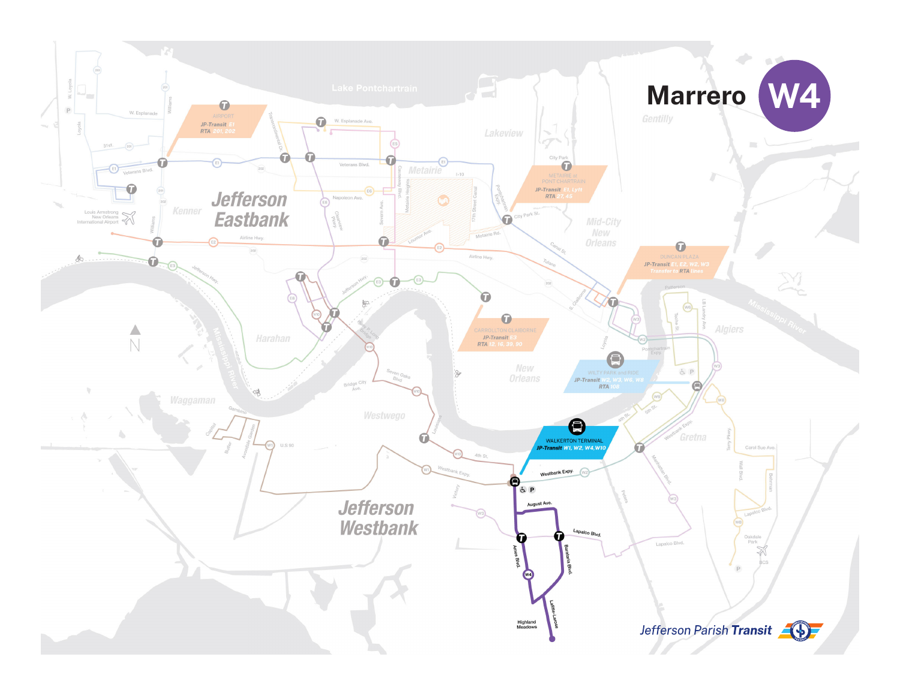# Marrero W4

Lake Pontchartrain

AIRPORT
JP-Transit E1
RTA 201, 202

METAIRIE at PONT CHARTRAIN
JP-Transit E1, Lyft
RTA 27, 45

DUNCAN PLAZA
JP-Transit E1, E2, W2, W3
Transfer to RTA lines

CARROLLTON CLAIBORNE
JP-Transit E3
RTA 12, 16, 39, 90

WILTY PARK and RIDE
JP-Transit W2, W3, W6, W8
RTA 108

WALKERTON TERMINAL
JP-Transit W1, W2, W4, W10

Jefferson Eastbank

Jefferson Westbank

Kenner

Metairie

Harahan

Waggaman

Westwego

Gretna

Algiers

Lakeview

Gentilly

Mid-City New Orleans

New Orleans

Mississippi River

Louis Armstrong New Orleans International Airport

August Ave.

Lapalco Blvd.

Ames Blvd.

Barataria Blvd.

Lafitte-Larose

Highland Meadows

Westbank Expy.

Jefferson Parish Transit